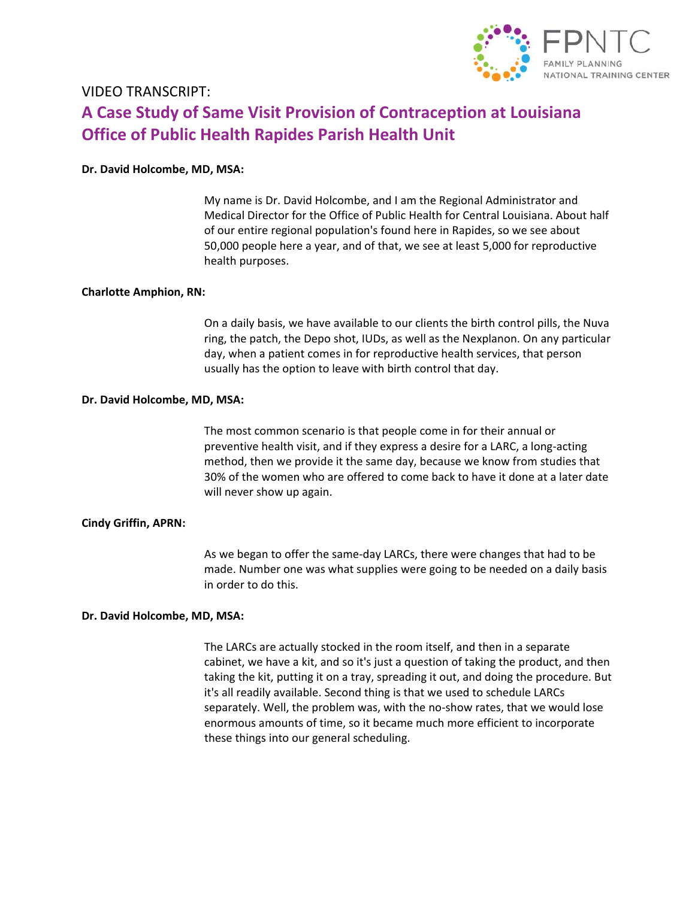VIDEO TRANSCRIPT:

# A Case Study of Same Visit Provision of Contraception at Louisiana Office of Public Health Rapides Parish Health Unit

**Dr. David Holcombe, MD, MSA:**

My name is Dr. David Holcombe, and I am the Regional Administrator and Medical Director for the Office of Public Health for Central Louisiana. About half of our entire regional population's found here in Rapides, so we see about 50,000 people here a year, and of that, we see at least 5,000 for reproductive health purposes.

**Charlotte Amphion, RN:**

On a daily basis, we have available to our clients the birth control pills, the Nuva ring, the patch, the Depo shot, IUDs, as well as the Nexplanon. On any particular day, when a patient comes in for reproductive health services, that person usually has the option to leave with birth control that day.

**Dr. David Holcombe, MD, MSA:**

The most common scenario is that people come in for their annual or preventive health visit, and if they express a desire for a LARC, a long-acting method, then we provide it the same day, because we know from studies that 30% of the women who are offered to come back to have it done at a later date will never show up again.

**Cindy Griffin, APRN:**

As we began to offer the same-day LARCs, there were changes that had to be made. Number one was what supplies were going to be needed on a daily basis in order to do this.

**Dr. David Holcombe, MD, MSA:**

The LARCs are actually stocked in the room itself, and then in a separate cabinet, we have a kit, and so it's just a question of taking the product, and then taking the kit, putting it on a tray, spreading it out, and doing the procedure. But it's all readily available. Second thing is that we used to schedule LARCs separately. Well, the problem was, with the no-show rates, that we would lose enormous amounts of time, so it became much more efficient to incorporate these things into our general scheduling.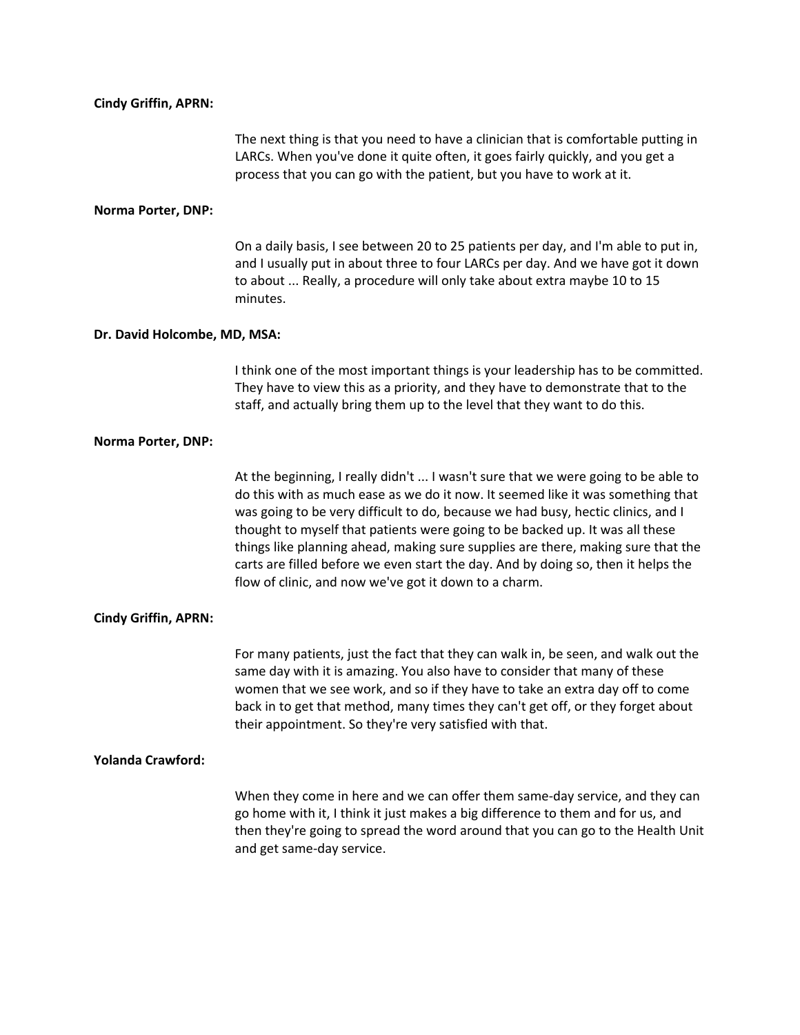**Cindy Griffin, APRN:**

The next thing is that you need to have a clinician that is comfortable putting in LARCs. When you've done it quite often, it goes fairly quickly, and you get a process that you can go with the patient, but you have to work at it.

**Norma Porter, DNP:**

On a daily basis, I see between 20 to 25 patients per day, and I'm able to put in, and I usually put in about three to four LARCs per day. And we have got it down to about ... Really, a procedure will only take about extra maybe 10 to 15 minutes.

**Dr. David Holcombe, MD, MSA:**

I think one of the most important things is your leadership has to be committed. They have to view this as a priority, and they have to demonstrate that to the staff, and actually bring them up to the level that they want to do this.

**Norma Porter, DNP:**

At the beginning, I really didn't ... I wasn't sure that we were going to be able to do this with as much ease as we do it now. It seemed like it was something that was going to be very difficult to do, because we had busy, hectic clinics, and I thought to myself that patients were going to be backed up. It was all these things like planning ahead, making sure supplies are there, making sure that the carts are filled before we even start the day. And by doing so, then it helps the flow of clinic, and now we've got it down to a charm.

**Cindy Griffin, APRN:**

For many patients, just the fact that they can walk in, be seen, and walk out the same day with it is amazing. You also have to consider that many of these women that we see work, and so if they have to take an extra day off to come back in to get that method, many times they can't get off, or they forget about their appointment. So they're very satisfied with that.

**Yolanda Crawford:**

When they come in here and we can offer them same-day service, and they can go home with it, I think it just makes a big difference to them and for us, and then they're going to spread the word around that you can go to the Health Unit and get same-day service.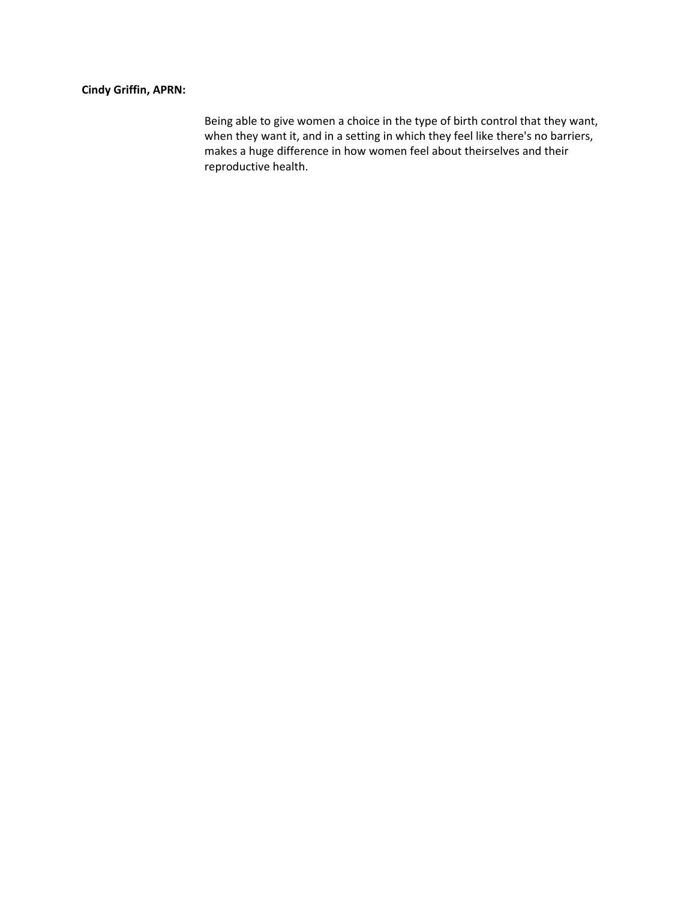**Cindy Griffin, APRN:**

Being able to give women a choice in the type of birth control that they want, when they want it, and in a setting in which they feel like there's no barriers, makes a huge difference in how women feel about theirselves and their reproductive health.